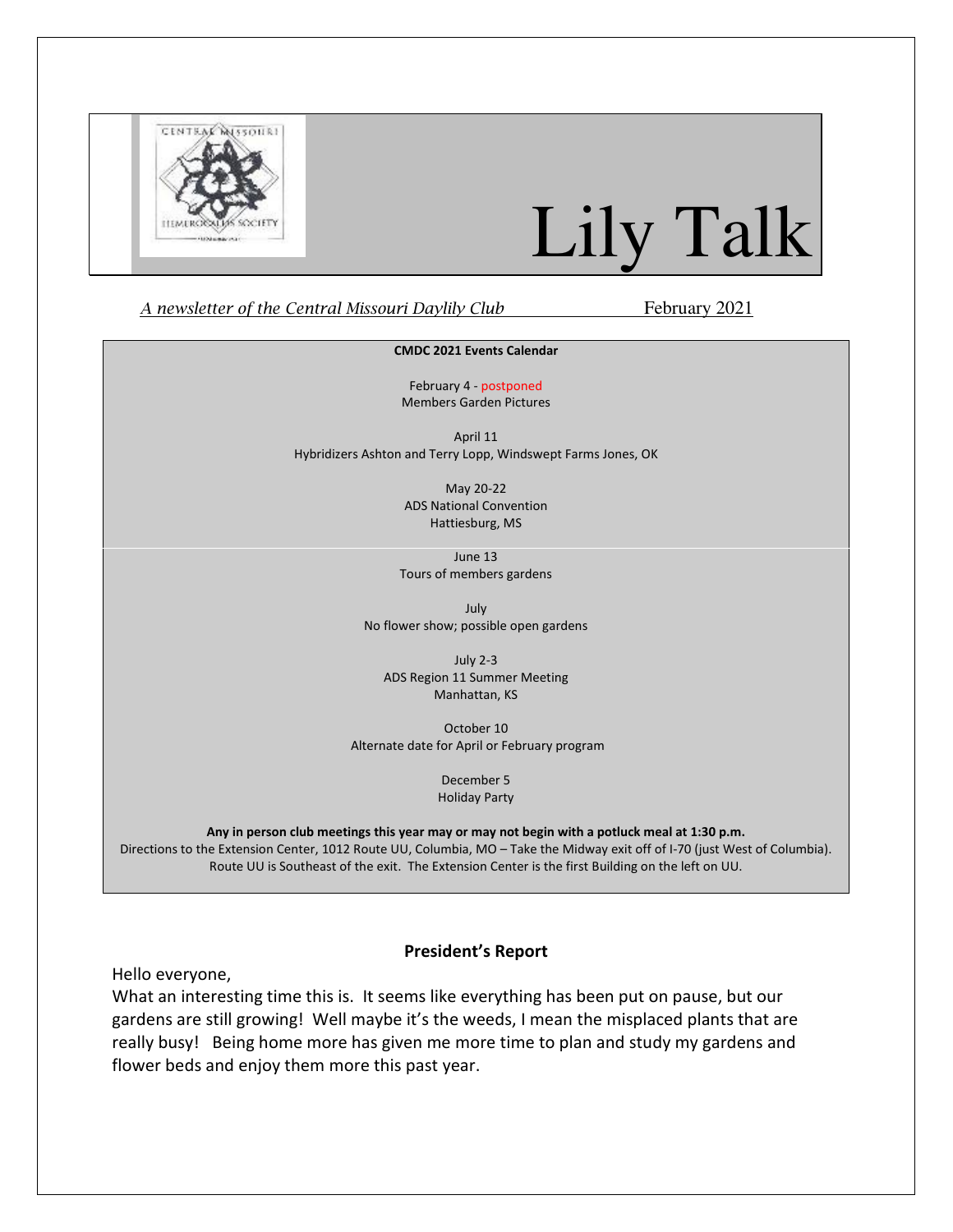# Lily Talk

*A newsletter of the Central Missouri Daylily Club* February 2021

**CMDC 2021 Events Calendar**

February 4 - postponed
Members Garden Pictures

April 11
Hybridizers Ashton and Terry Lopp, Windswept Farms Jones, OK

May 20-22
ADS National Convention
Hattiesburg, MS

June 13
Tours of members gardens

July
No flower show; possible open gardens

July 2-3
ADS Region 11 Summer Meeting
Manhattan, KS

October 10
Alternate date for April or February program

December 5
Holiday Party

**Any in person club meetings this year may or may not begin with a potluck meal at 1:30 p.m.**
Directions to the Extension Center, 1012 Route UU, Columbia, MO – Take the Midway exit off of I-70 (just West of Columbia). Route UU is Southeast of the exit. The Extension Center is the first Building on the left on UU.

## President's Report

Hello everyone,
What an interesting time this is. It seems like everything has been put on pause, but our gardens are still growing! Well maybe it's the weeds, I mean the misplaced plants that are really busy! Being home more has given me more time to plan and study my gardens and flower beds and enjoy them more this past year.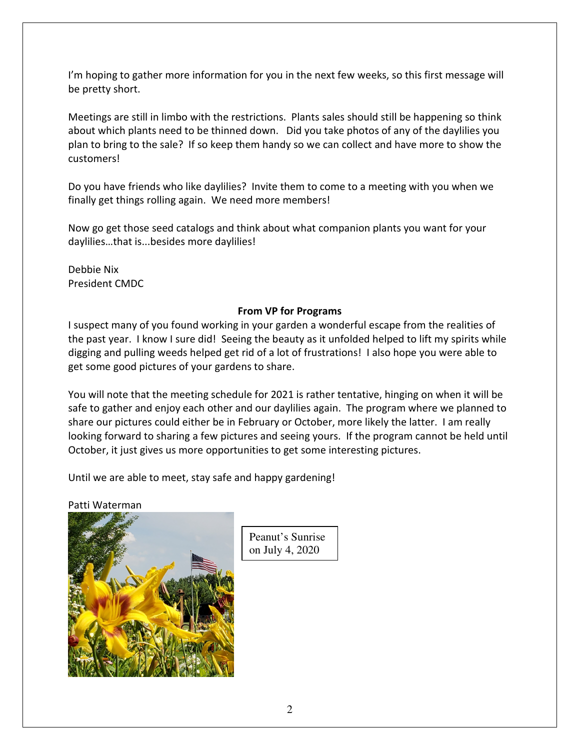I'm hoping to gather more information for you in the next few weeks, so this first message will be pretty short.

Meetings are still in limbo with the restrictions. Plants sales should still be happening so think about which plants need to be thinned down. Did you take photos of any of the daylilies you plan to bring to the sale? If so keep them handy so we can collect and have more to show the customers!

Do you have friends who like daylilies? Invite them to come to a meeting with you when we finally get things rolling again. We need more members!

Now go get those seed catalogs and think about what companion plants you want for your daylilies…that is...besides more daylilies!

Debbie Nix
President CMDC

**From VP for Programs**

I suspect many of you found working in your garden a wonderful escape from the realities of the past year. I know I sure did! Seeing the beauty as it unfolded helped to lift my spirits while digging and pulling weeds helped get rid of a lot of frustrations! I also hope you were able to get some good pictures of your gardens to share.

You will note that the meeting schedule for 2021 is rather tentative, hinging on when it will be safe to gather and enjoy each other and our daylilies again. The program where we planned to share our pictures could either be in February or October, more likely the latter. I am really looking forward to sharing a few pictures and seeing yours. If the program cannot be held until October, it just gives us more opportunities to get some interesting pictures.

Until we are able to meet, stay safe and happy gardening!

Patti Waterman

Peanut's Sunrise on July 4, 2020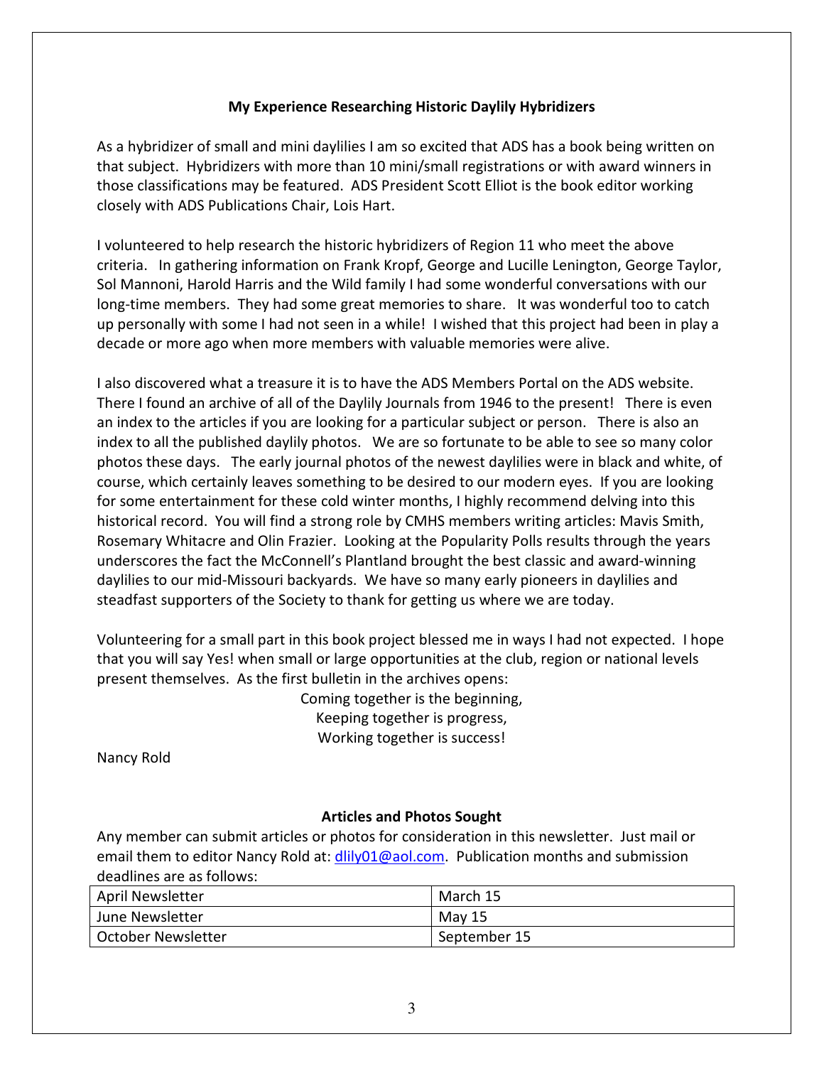**My Experience Researching Historic Daylily Hybridizers**

As a hybridizer of small and mini daylilies I am so excited that ADS has a book being written on that subject. Hybridizers with more than 10 mini/small registrations or with award winners in those classifications may be featured. ADS President Scott Elliot is the book editor working closely with ADS Publications Chair, Lois Hart.

I volunteered to help research the historic hybridizers of Region 11 who meet the above criteria. In gathering information on Frank Kropf, George and Lucille Lenington, George Taylor, Sol Mannoni, Harold Harris and the Wild family I had some wonderful conversations with our long-time members. They had some great memories to share. It was wonderful too to catch up personally with some I had not seen in a while! I wished that this project had been in play a decade or more ago when more members with valuable memories were alive.

I also discovered what a treasure it is to have the ADS Members Portal on the ADS website. There I found an archive of all of the Daylily Journals from 1946 to the present! There is even an index to the articles if you are looking for a particular subject or person. There is also an index to all the published daylily photos. We are so fortunate to be able to see so many color photos these days. The early journal photos of the newest daylilies were in black and white, of course, which certainly leaves something to be desired to our modern eyes. If you are looking for some entertainment for these cold winter months, I highly recommend delving into this historical record. You will find a strong role by CMHS members writing articles: Mavis Smith, Rosemary Whitacre and Olin Frazier. Looking at the Popularity Polls results through the years underscores the fact the McConnell's Plantland brought the best classic and award-winning daylilies to our mid-Missouri backyards. We have so many early pioneers in daylilies and steadfast supporters of the Society to thank for getting us where we are today.

Volunteering for a small part in this book project blessed me in ways I had not expected. I hope that you will say Yes! when small or large opportunities at the club, region or national levels present themselves. As the first bulletin in the archives opens:

Coming together is the beginning,
Keeping together is progress,
Working together is success!

Nancy Rold

**Articles and Photos Sought**

Any member can submit articles or photos for consideration in this newsletter. Just mail or email them to editor Nancy Rold at: dlily01@aol.com. Publication months and submission deadlines are as follows:

| | |
|---|---|
| April Newsletter | March 15 |
| June Newsletter | May 15 |
| October Newsletter | September 15 |